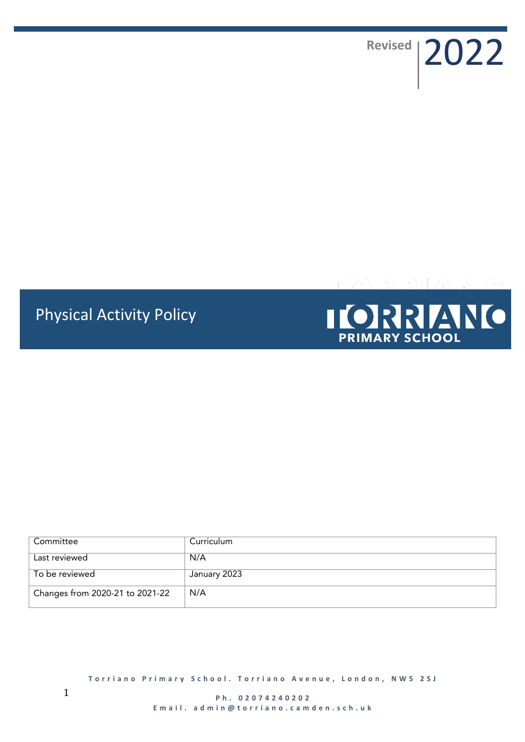Revised 2022

# Physical Activity Policy

TORRIANO PRIMARY SCHOOL

| Committee | Curriculum |
| --- | --- |
| Last reviewed | N/A |
| To be reviewed | January 2023 |
| Changes from 2020-21 to 2021-22 | N/A |

Torriano Primary School. Torriano Avenue, London, NW5 2SJ

Ph. 02074240202
Email. admin@torriano.camden.sch.uk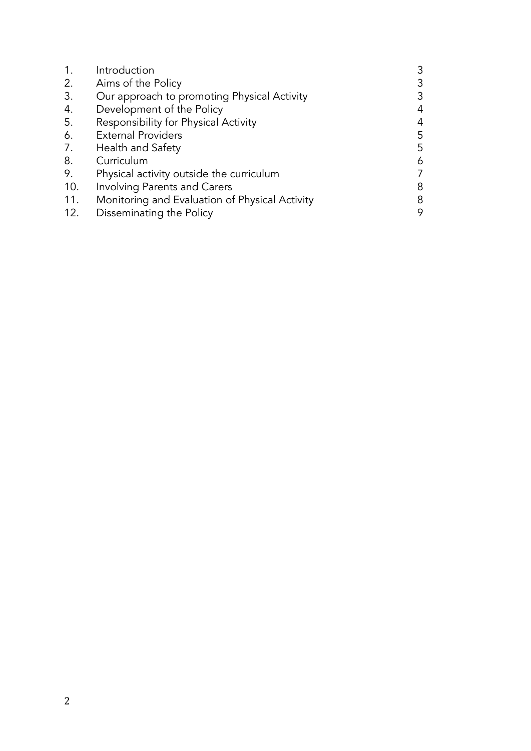| | | |
|---|---|---|
| 1. | Introduction | 3 |
| 2. | Aims of the Policy | 3 |
| 3. | Our approach to promoting Physical Activity | 3 |
| 4. | Development of the Policy | 4 |
| 5. | Responsibility for Physical Activity | 4 |
| 6. | External Providers | 5 |
| 7. | Health and Safety | 5 |
| 8. | Curriculum | 6 |
| 9. | Physical activity outside the curriculum | 7 |
| 10. | Involving Parents and Carers | 8 |
| 11. | Monitoring and Evaluation of Physical Activity | 8 |
| 12. | Disseminating the Policy | 9 |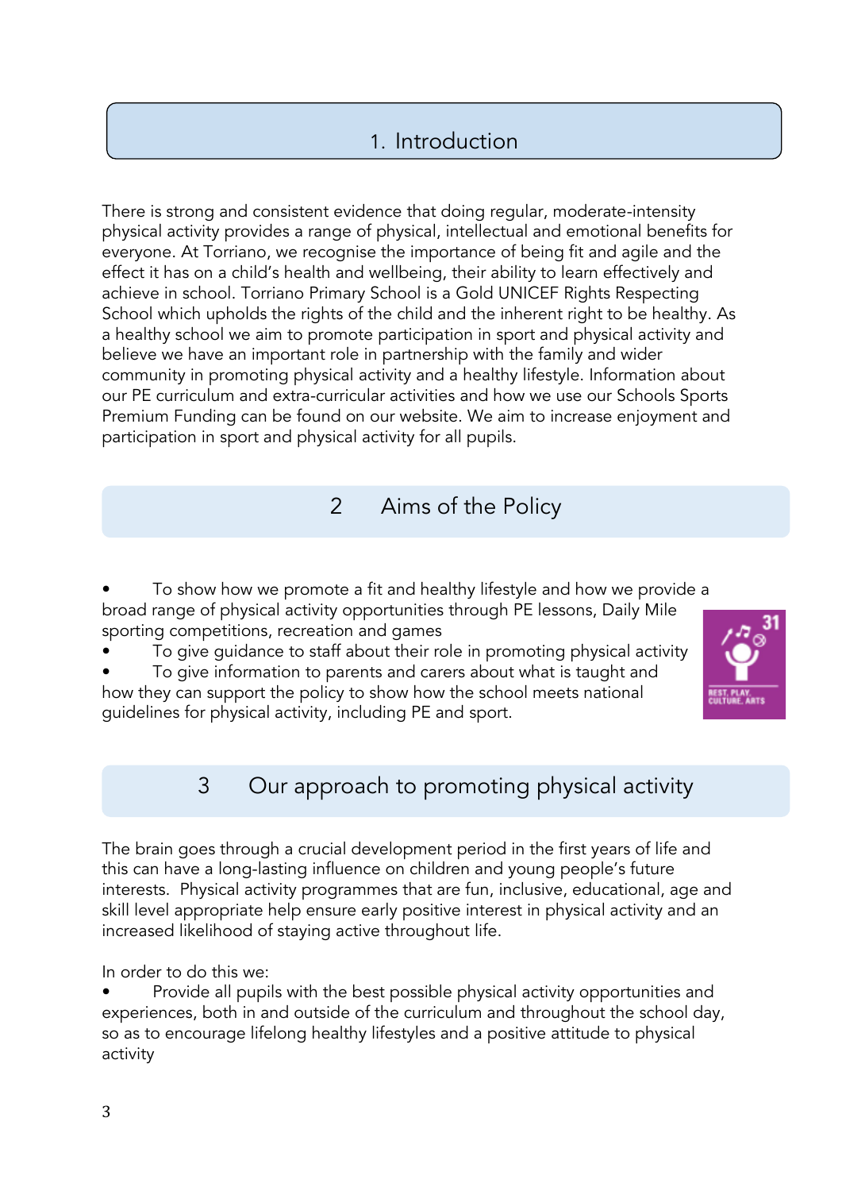## 1. Introduction

There is strong and consistent evidence that doing regular, moderate-intensity physical activity provides a range of physical, intellectual and emotional benefits for everyone. At Torriano, we recognise the importance of being fit and agile and the effect it has on a child's health and wellbeing, their ability to learn effectively and achieve in school. Torriano Primary School is a Gold UNICEF Rights Respecting School which upholds the rights of the child and the inherent right to be healthy. As a healthy school we aim to promote participation in sport and physical activity and believe we have an important role in partnership with the family and wider community in promoting physical activity and a healthy lifestyle. Information about our PE curriculum and extra-curricular activities and how we use our Schools Sports Premium Funding can be found on our website. We aim to increase enjoyment and participation in sport and physical activity for all pupils.

## 2 Aims of the Policy

- To show how we promote a fit and healthy lifestyle and how we provide a broad range of physical activity opportunities through PE lessons, Daily Mile sporting competitions, recreation and games
- To give guidance to staff about their role in promoting physical activity
- To give information to parents and carers about what is taught and how they can support the policy to show how the school meets national guidelines for physical activity, including PE and sport.

## 3 Our approach to promoting physical activity

The brain goes through a crucial development period in the first years of life and this can have a long-lasting influence on children and young people's future interests. Physical activity programmes that are fun, inclusive, educational, age and skill level appropriate help ensure early positive interest in physical activity and an increased likelihood of staying active throughout life.

In order to do this we:

- Provide all pupils with the best possible physical activity opportunities and experiences, both in and outside of the curriculum and throughout the school day, so as to encourage lifelong healthy lifestyles and a positive attitude to physical activity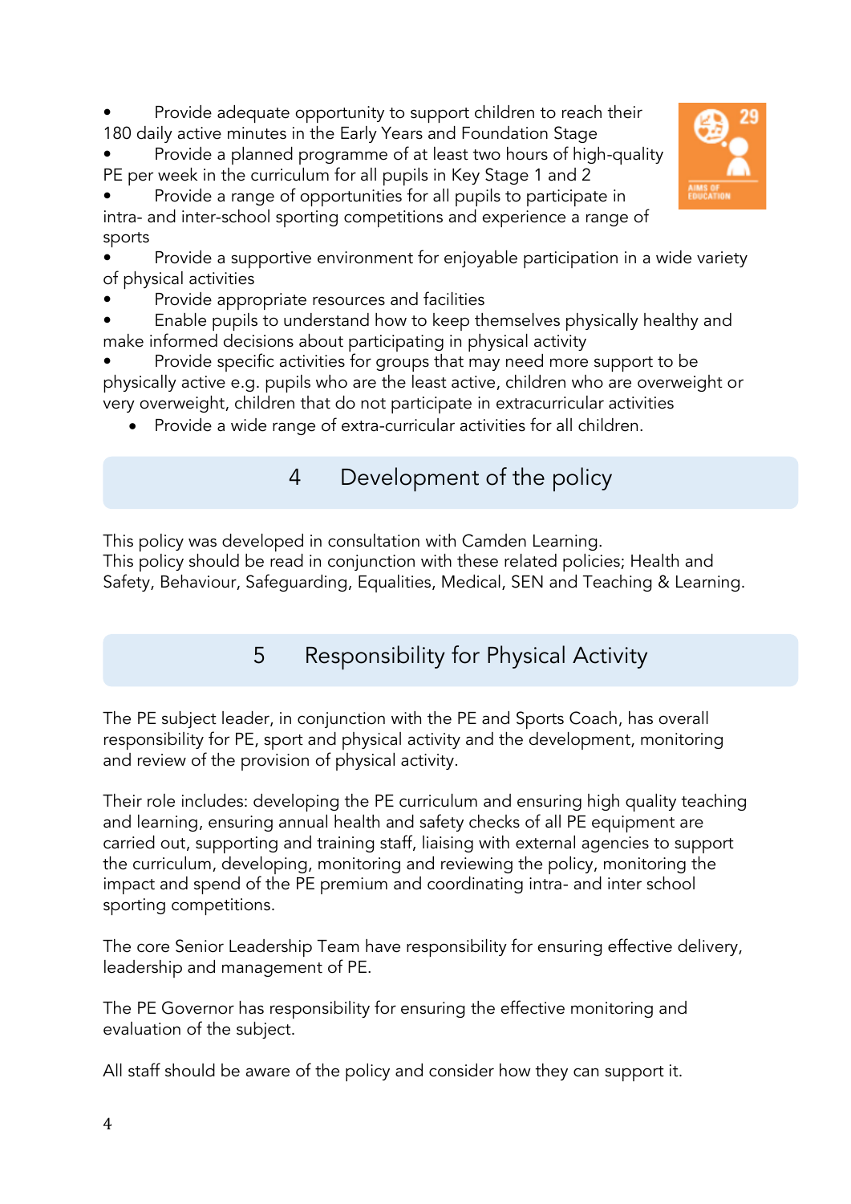- Provide adequate opportunity to support children to reach their 180 daily active minutes in the Early Years and Foundation Stage
- Provide a planned programme of at least two hours of high-quality PE per week in the curriculum for all pupils in Key Stage 1 and 2
- Provide a range of opportunities for all pupils to participate in intra- and inter-school sporting competitions and experience a range of sports
- Provide a supportive environment for enjoyable participation in a wide variety of physical activities
- Provide appropriate resources and facilities
- Enable pupils to understand how to keep themselves physically healthy and make informed decisions about participating in physical activity
- Provide specific activities for groups that may need more support to be physically active e.g. pupils who are the least active, children who are overweight or very overweight, children that do not participate in extracurricular activities
- Provide a wide range of extra-curricular activities for all children.

## 4 Development of the policy

This policy was developed in consultation with Camden Learning.
This policy should be read in conjunction with these related policies; Health and Safety, Behaviour, Safeguarding, Equalities, Medical, SEN and Teaching & Learning.

## 5 Responsibility for Physical Activity

The PE subject leader, in conjunction with the PE and Sports Coach, has overall responsibility for PE, sport and physical activity and the development, monitoring and review of the provision of physical activity.

Their role includes: developing the PE curriculum and ensuring high quality teaching and learning, ensuring annual health and safety checks of all PE equipment are carried out, supporting and training staff, liaising with external agencies to support the curriculum, developing, monitoring and reviewing the policy, monitoring the impact and spend of the PE premium and coordinating intra- and inter school sporting competitions.

The core Senior Leadership Team have responsibility for ensuring effective delivery, leadership and management of PE.

The PE Governor has responsibility for ensuring the effective monitoring and evaluation of the subject.

All staff should be aware of the policy and consider how they can support it.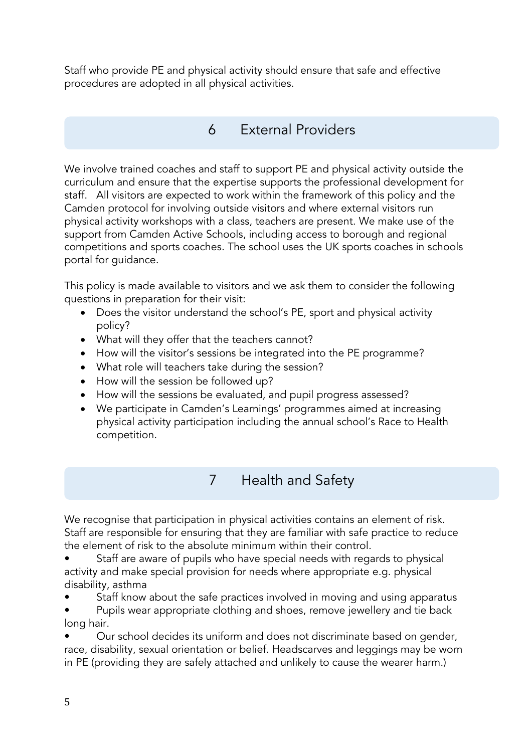Staff who provide PE and physical activity should ensure that safe and effective procedures are adopted in all physical activities.

## 6 External Providers

We involve trained coaches and staff to support PE and physical activity outside the curriculum and ensure that the expertise supports the professional development for staff. All visitors are expected to work within the framework of this policy and the Camden protocol for involving outside visitors and where external visitors run physical activity workshops with a class, teachers are present. We make use of the support from Camden Active Schools, including access to borough and regional competitions and sports coaches. The school uses the UK sports coaches in schools portal for guidance.

This policy is made available to visitors and we ask them to consider the following questions in preparation for their visit:

- Does the visitor understand the school's PE, sport and physical activity policy?
- What will they offer that the teachers cannot?
- How will the visitor's sessions be integrated into the PE programme?
- What role will teachers take during the session?
- How will the session be followed up?
- How will the sessions be evaluated, and pupil progress assessed?
- We participate in Camden's Learnings' programmes aimed at increasing physical activity participation including the annual school's Race to Health competition.

## 7 Health and Safety

We recognise that participation in physical activities contains an element of risk. Staff are responsible for ensuring that they are familiar with safe practice to reduce the element of risk to the absolute minimum within their control.

- Staff are aware of pupils who have special needs with regards to physical activity and make special provision for needs where appropriate e.g. physical disability, asthma
- Staff know about the safe practices involved in moving and using apparatus
- Pupils wear appropriate clothing and shoes, remove jewellery and tie back long hair.
- Our school decides its uniform and does not discriminate based on gender, race, disability, sexual orientation or belief. Headscarves and leggings may be worn in PE (providing they are safely attached and unlikely to cause the wearer harm.)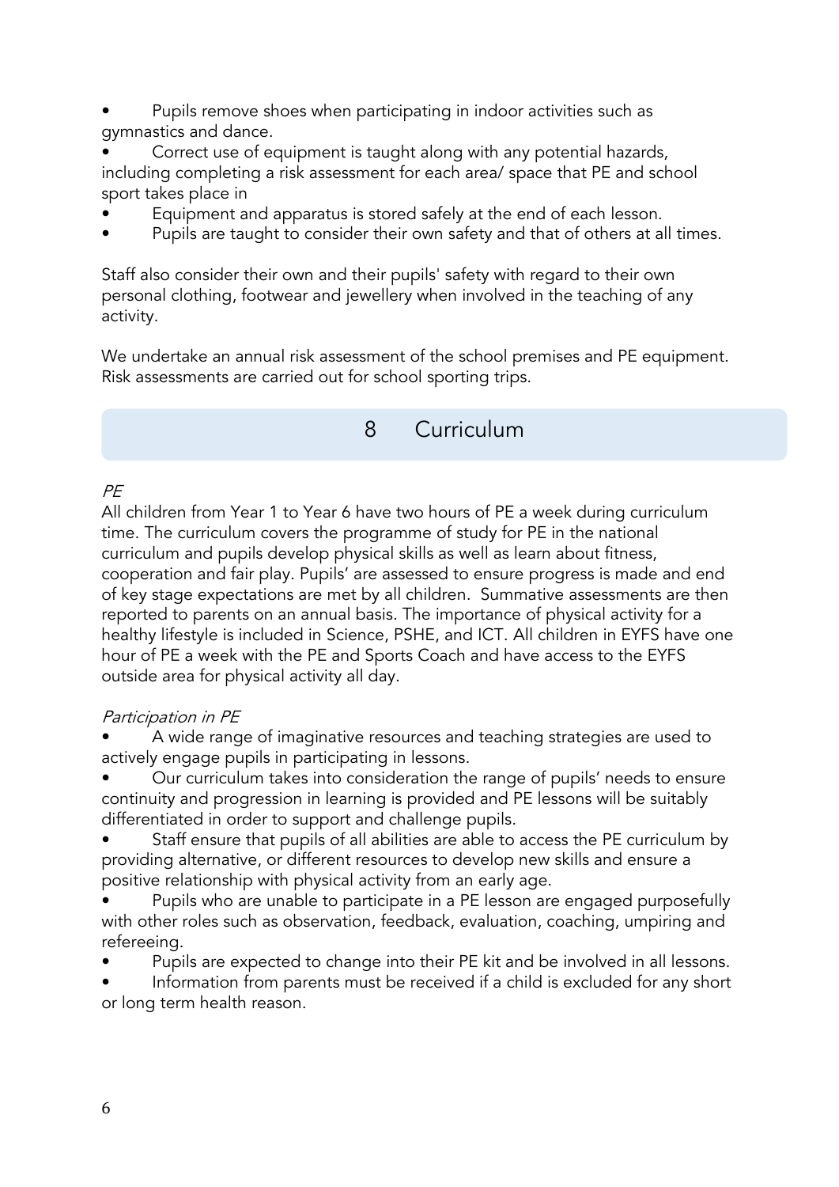- Pupils remove shoes when participating in indoor activities such as gymnastics and dance.
- Correct use of equipment is taught along with any potential hazards, including completing a risk assessment for each area/ space that PE and school sport takes place in
- Equipment and apparatus is stored safely at the end of each lesson.
- Pupils are taught to consider their own safety and that of others at all times.

Staff also consider their own and their pupils' safety with regard to their own personal clothing, footwear and jewellery when involved in the teaching of any activity.

We undertake an annual risk assessment of the school premises and PE equipment. Risk assessments are carried out for school sporting trips.

## 8 Curriculum

*PE*

All children from Year 1 to Year 6 have two hours of PE a week during curriculum time. The curriculum covers the programme of study for PE in the national curriculum and pupils develop physical skills as well as learn about fitness, cooperation and fair play. Pupils' are assessed to ensure progress is made and end of key stage expectations are met by all children. Summative assessments are then reported to parents on an annual basis. The importance of physical activity for a healthy lifestyle is included in Science, PSHE, and ICT. All children in EYFS have one hour of PE a week with the PE and Sports Coach and have access to the EYFS outside area for physical activity all day.

*Participation in PE*

- A wide range of imaginative resources and teaching strategies are used to actively engage pupils in participating in lessons.
- Our curriculum takes into consideration the range of pupils' needs to ensure continuity and progression in learning is provided and PE lessons will be suitably differentiated in order to support and challenge pupils.
- Staff ensure that pupils of all abilities are able to access the PE curriculum by providing alternative, or different resources to develop new skills and ensure a positive relationship with physical activity from an early age.
- Pupils who are unable to participate in a PE lesson are engaged purposefully with other roles such as observation, feedback, evaluation, coaching, umpiring and refereeing.
- Pupils are expected to change into their PE kit and be involved in all lessons.
- Information from parents must be received if a child is excluded for any short or long term health reason.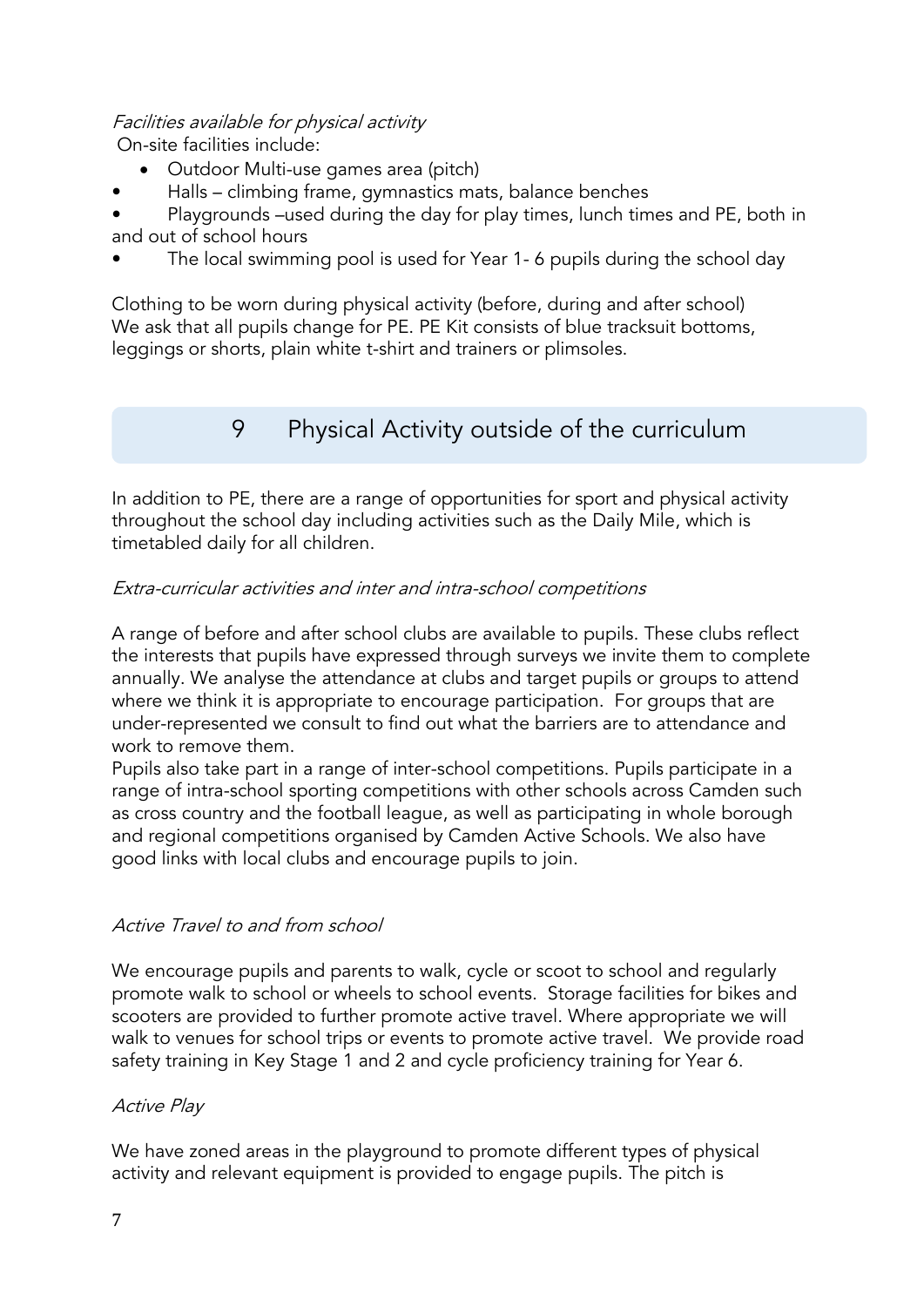*Facilities available for physical activity*

On-site facilities include:

- Outdoor Multi-use games area (pitch)
- Halls – climbing frame, gymnastics mats, balance benches
- Playgrounds –used during the day for play times, lunch times and PE, both in and out of school hours
- The local swimming pool is used for Year 1- 6 pupils during the school day

Clothing to be worn during physical activity (before, during and after school)
We ask that all pupils change for PE. PE Kit consists of blue tracksuit bottoms, leggings or shorts, plain white t-shirt and trainers or plimsoles.

## 9 Physical Activity outside of the curriculum

In addition to PE, there are a range of opportunities for sport and physical activity throughout the school day including activities such as the Daily Mile, which is timetabled daily for all children.

*Extra-curricular activities and inter and intra-school competitions*

A range of before and after school clubs are available to pupils. These clubs reflect the interests that pupils have expressed through surveys we invite them to complete annually. We analyse the attendance at clubs and target pupils or groups to attend where we think it is appropriate to encourage participation. For groups that are under-represented we consult to find out what the barriers are to attendance and work to remove them.
Pupils also take part in a range of inter-school competitions. Pupils participate in a range of intra-school sporting competitions with other schools across Camden such as cross country and the football league, as well as participating in whole borough and regional competitions organised by Camden Active Schools. We also have good links with local clubs and encourage pupils to join.

*Active Travel to and from school*

We encourage pupils and parents to walk, cycle or scoot to school and regularly promote walk to school or wheels to school events. Storage facilities for bikes and scooters are provided to further promote active travel. Where appropriate we will walk to venues for school trips or events to promote active travel. We provide road safety training in Key Stage 1 and 2 and cycle proficiency training for Year 6.

*Active Play*

We have zoned areas in the playground to promote different types of physical activity and relevant equipment is provided to engage pupils. The pitch is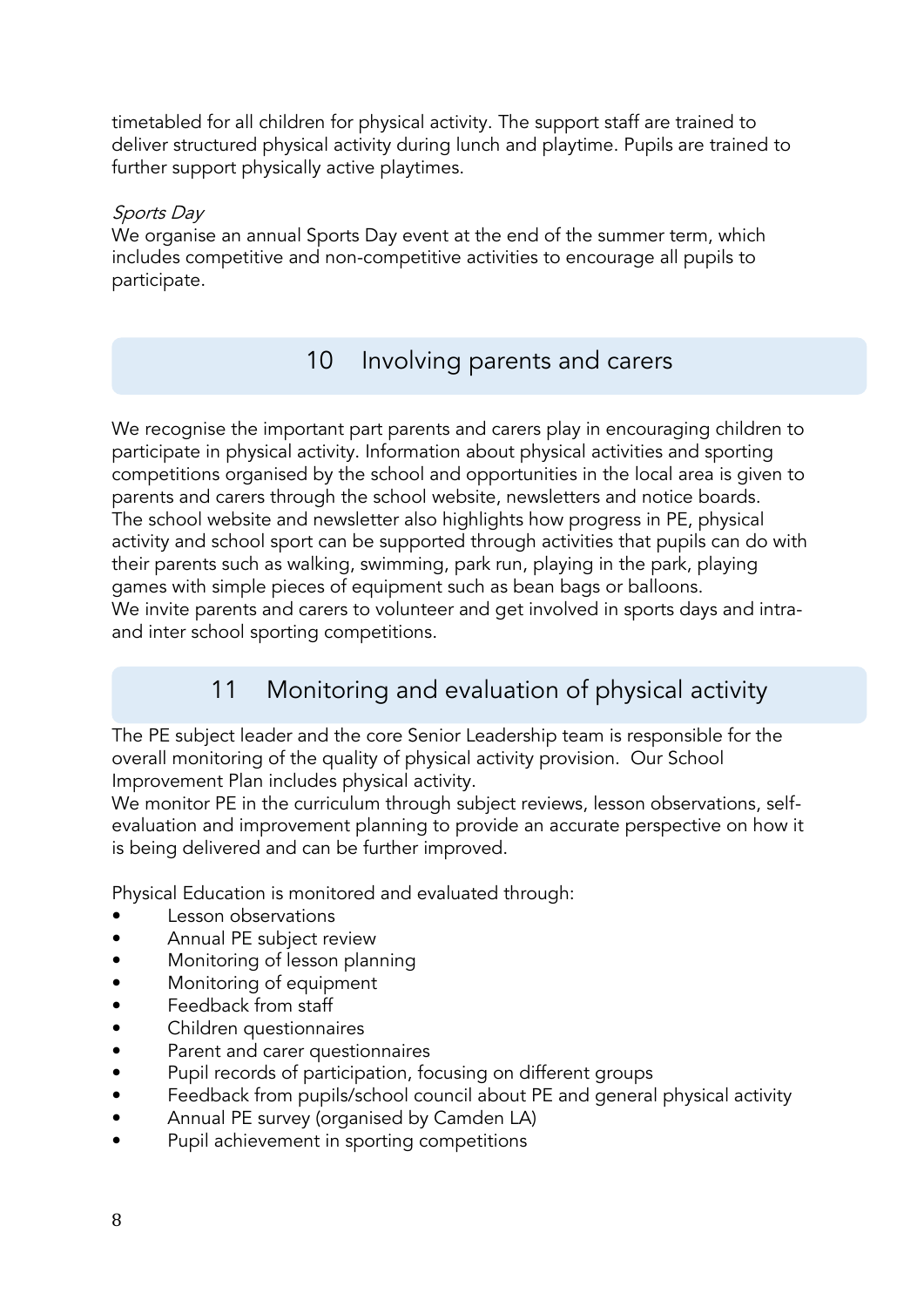timetabled for all children for physical activity. The support staff are trained to deliver structured physical activity during lunch and playtime. Pupils are trained to further support physically active playtimes.

*Sports Day*

We organise an annual Sports Day event at the end of the summer term, which includes competitive and non-competitive activities to encourage all pupils to participate.

## 10 Involving parents and carers

We recognise the important part parents and carers play in encouraging children to participate in physical activity. Information about physical activities and sporting competitions organised by the school and opportunities in the local area is given to parents and carers through the school website, newsletters and notice boards.
The school website and newsletter also highlights how progress in PE, physical activity and school sport can be supported through activities that pupils can do with their parents such as walking, swimming, park run, playing in the park, playing games with simple pieces of equipment such as bean bags or balloons.
We invite parents and carers to volunteer and get involved in sports days and intra- and inter school sporting competitions.

## 11 Monitoring and evaluation of physical activity

The PE subject leader and the core Senior Leadership team is responsible for the overall monitoring of the quality of physical activity provision. Our School Improvement Plan includes physical activity.
We monitor PE in the curriculum through subject reviews, lesson observations, self-evaluation and improvement planning to provide an accurate perspective on how it is being delivered and can be further improved.

Physical Education is monitored and evaluated through:

- Lesson observations
- Annual PE subject review
- Monitoring of lesson planning
- Monitoring of equipment
- Feedback from staff
- Children questionnaires
- Parent and carer questionnaires
- Pupil records of participation, focusing on different groups
- Feedback from pupils/school council about PE and general physical activity
- Annual PE survey (organised by Camden LA)
- Pupil achievement in sporting competitions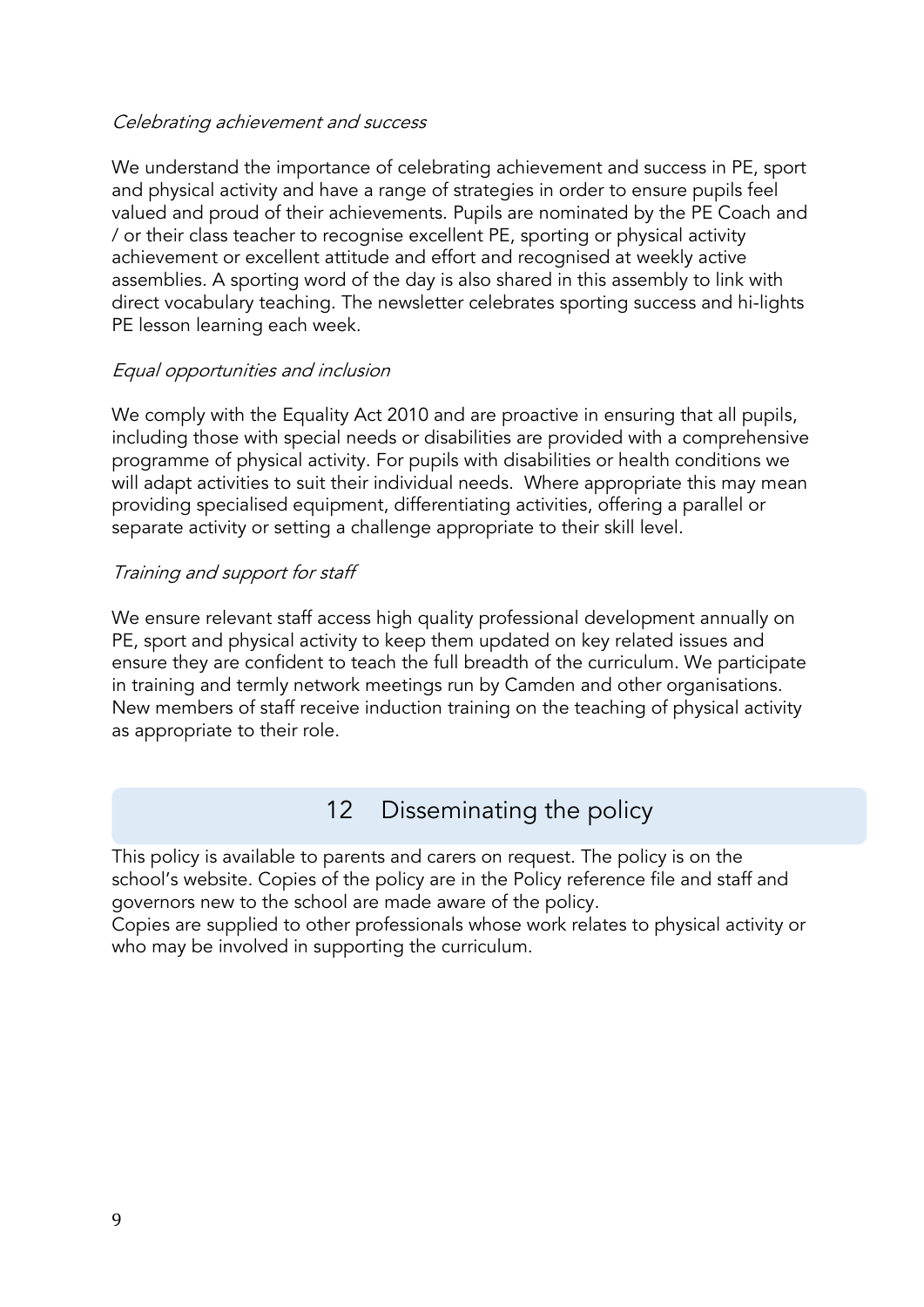*Celebrating achievement and success*

We understand the importance of celebrating achievement and success in PE, sport and physical activity and have a range of strategies in order to ensure pupils feel valued and proud of their achievements. Pupils are nominated by the PE Coach and / or their class teacher to recognise excellent PE, sporting or physical activity achievement or excellent attitude and effort and recognised at weekly active assemblies. A sporting word of the day is also shared in this assembly to link with direct vocabulary teaching. The newsletter celebrates sporting success and hi-lights PE lesson learning each week.

*Equal opportunities and inclusion*

We comply with the Equality Act 2010 and are proactive in ensuring that all pupils, including those with special needs or disabilities are provided with a comprehensive programme of physical activity. For pupils with disabilities or health conditions we will adapt activities to suit their individual needs. Where appropriate this may mean providing specialised equipment, differentiating activities, offering a parallel or separate activity or setting a challenge appropriate to their skill level.

*Training and support for staff*

We ensure relevant staff access high quality professional development annually on PE, sport and physical activity to keep them updated on key related issues and ensure they are confident to teach the full breadth of the curriculum. We participate in training and termly network meetings run by Camden and other organisations. New members of staff receive induction training on the teaching of physical activity as appropriate to their role.

## 12 Disseminating the policy

This policy is available to parents and carers on request. The policy is on the school's website. Copies of the policy are in the Policy reference file and staff and governors new to the school are made aware of the policy.
Copies are supplied to other professionals whose work relates to physical activity or who may be involved in supporting the curriculum.